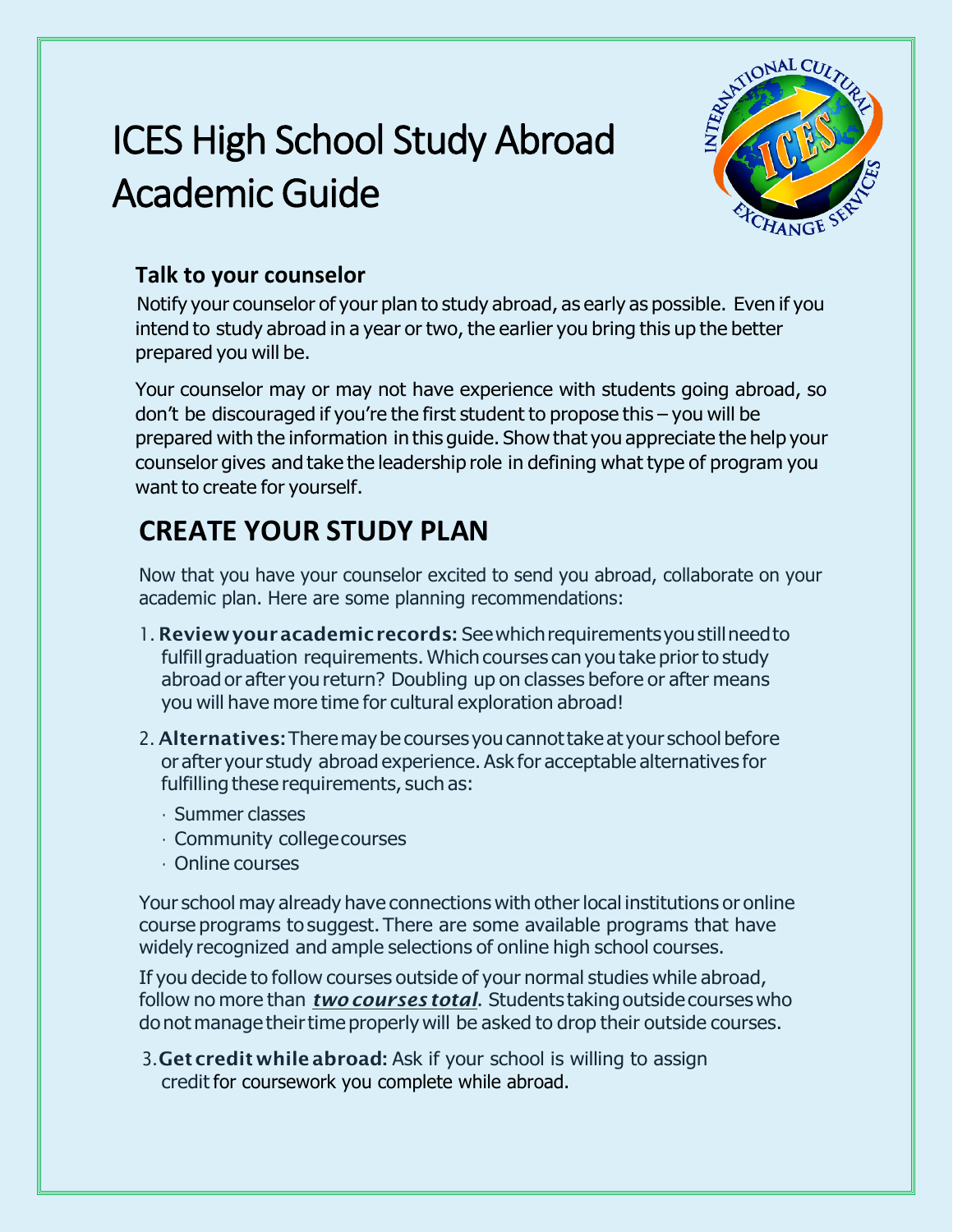# ICES High School Study Abroad Academic Guide

### Talk to your counselor

Notify your counselor of your plan to study abroad, as early as possible. Even if you intend to study abroad in a year or two, the earlier you bring this up the better prepared you will be.

Your counselor may or may not have experience with students going abroad, so don't be discouraged if you're the first student to propose this – you will be prepared with the information in this guide. Show that you appreciate the help your counselor gives and take the leadership role in defining what type of program you want to create for yourself.

## CREATE YOUR STUDY PLAN

Now that you have your counselor excited to send you abroad, collaborate on your academic plan. Here are some planning recommendations:

1. **Review your academic records:** See which requirements you still need to fulfill graduation requirements. Which courses can you take prior to study abroad or after you return? Doubling up on classes before or after means you will have more time for cultural exploration abroad!
2. **Alternatives:** There may be courses you cannot take at your school before or after your study abroad experience. Ask for acceptable alternatives for fulfilling these requirements, such as:
   - Summer classes
   - Community college courses
   - Online courses

Your school may already have connections with other local institutions or online course programs to suggest. There are some available programs that have widely recognized and ample selections of online high school courses.

If you decide to follow courses outside of your normal studies while abroad, follow no more than ***two courses total***. Students taking outside courses who do not manage their time properly will be asked to drop their outside courses.

3. **Get credit while abroad:** Ask if your school is willing to assign credit for coursework you complete while abroad.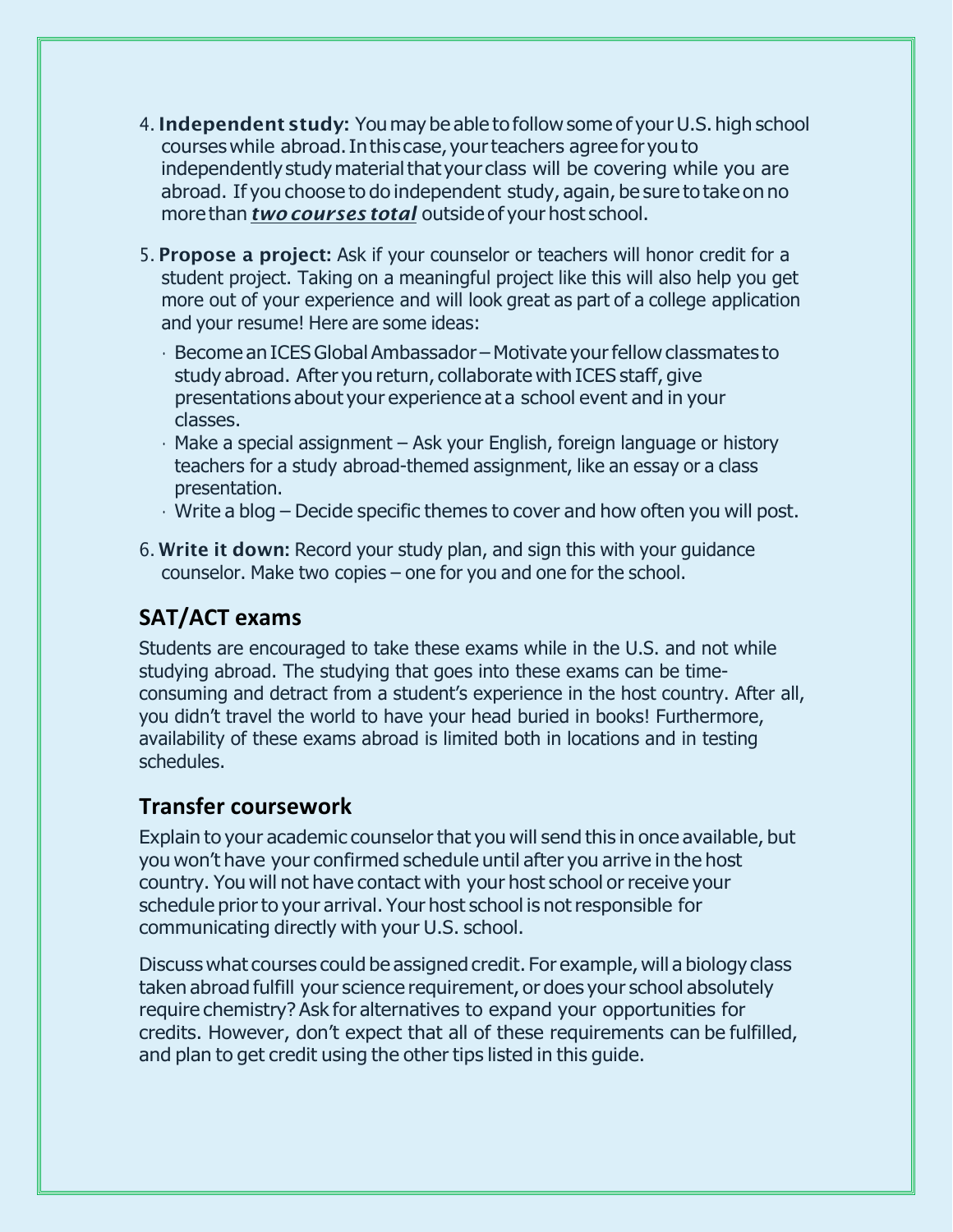4. **Independent study:** You may be able to follow some of your U.S. high school courses while abroad. In this case, your teachers agree for you to independently study material that your class will be covering while you are abroad. If you choose to do independent study, again, be sure to take on no more than ***two courses total*** outside of your host school.

5. **Propose a project:** Ask if your counselor or teachers will honor credit for a student project. Taking on a meaningful project like this will also help you get more out of your experience and will look great as part of a college application and your resume! Here are some ideas:
   - Become an ICES Global Ambassador – Motivate your fellow classmates to study abroad. After you return, collaborate with ICES staff, give presentations about your experience at a school event and in your classes.
   - Make a special assignment – Ask your English, foreign language or history teachers for a study abroad-themed assignment, like an essay or a class presentation.
   - Write a blog – Decide specific themes to cover and how often you will post.

6. **Write it down:** Record your study plan, and sign this with your guidance counselor. Make two copies – one for you and one for the school.

## SAT/ACT exams

Students are encouraged to take these exams while in the U.S. and not while studying abroad. The studying that goes into these exams can be time-consuming and detract from a student's experience in the host country. After all, you didn't travel the world to have your head buried in books! Furthermore, availability of these exams abroad is limited both in locations and in testing schedules.

## Transfer coursework

Explain to your academic counselor that you will send this in once available, but you won't have your confirmed schedule until after you arrive in the host country. You will not have contact with your host school or receive your schedule prior to your arrival. Your host school is not responsible for communicating directly with your U.S. school.

Discuss what courses could be assigned credit. For example, will a biology class taken abroad fulfill your science requirement, or does your school absolutely require chemistry? Ask for alternatives to expand your opportunities for credits. However, don't expect that all of these requirements can be fulfilled, and plan to get credit using the other tips listed in this guide.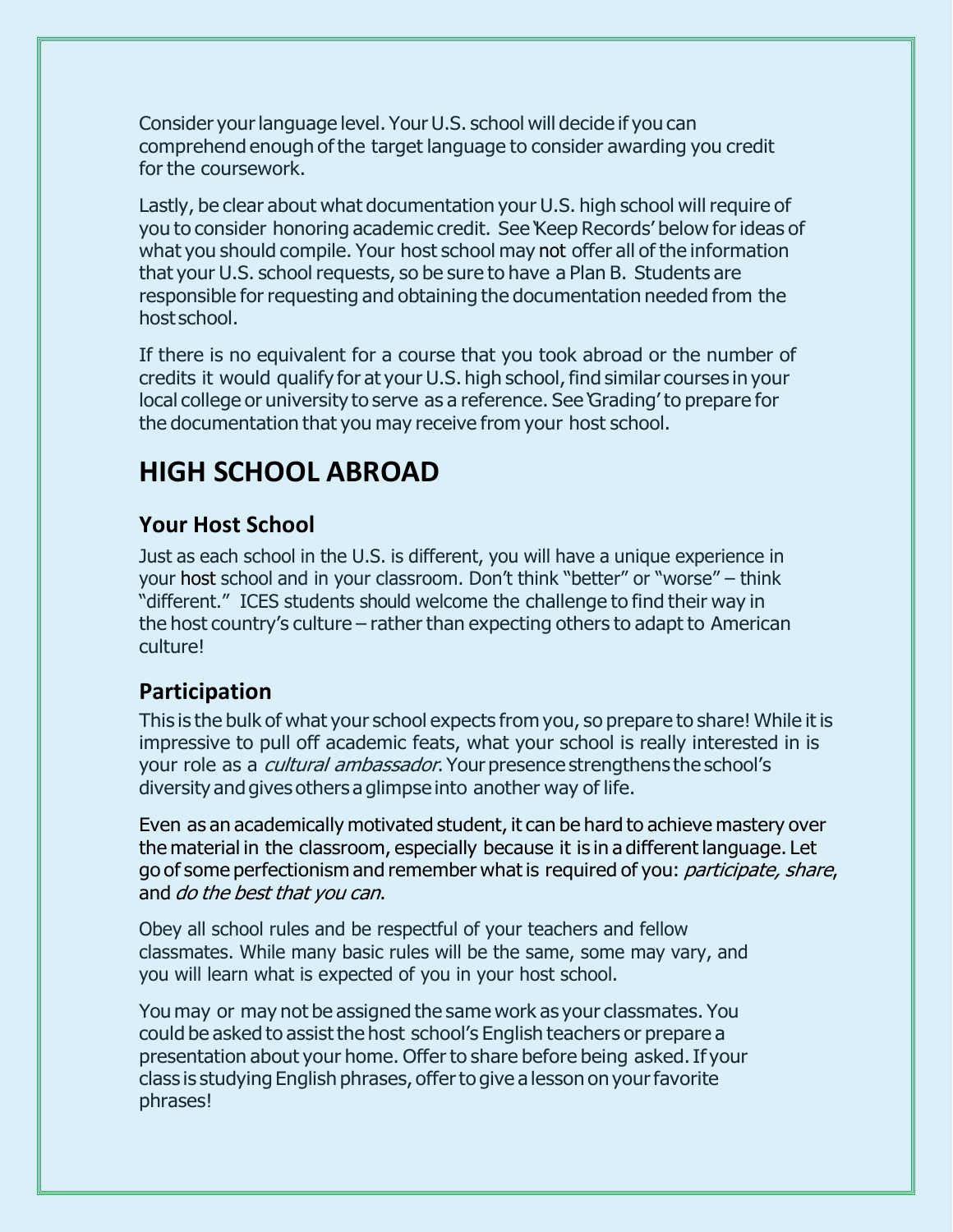Consider your language level. Your U.S. school will decide if you can comprehend enough of the target language to consider awarding you credit for the coursework.

Lastly, be clear about what documentation your U.S. high school will require of you to consider honoring academic credit. See 'Keep Records' below for ideas of what you should compile. Your host school may not offer all of the information that your U.S. school requests, so be sure to have a Plan B. Students are responsible for requesting and obtaining the documentation needed from the host school.

If there is no equivalent for a course that you took abroad or the number of credits it would qualify for at your U.S. high school, find similar courses in your local college or university to serve as a reference. See 'Grading' to prepare for the documentation that you may receive from your host school.

# HIGH SCHOOL ABROAD

## Your Host School

Just as each school in the U.S. is different, you will have a unique experience in your host school and in your classroom. Don't think "better" or "worse" – think "different." ICES students should welcome the challenge to find their way in the host country's culture – rather than expecting others to adapt to American culture!

## Participation

This is the bulk of what your school expects from you, so prepare to share! While it is impressive to pull off academic feats, what your school is really interested in is your role as a *cultural ambassador*. Your presence strengthens the school's diversity and gives others a glimpse into another way of life.

Even as an academically motivated student, it can be hard to achieve mastery over the material in the classroom, especially because it is in a different language. Let go of some perfectionism and remember what is required of you: *participate, share*, and *do the best that you can*.

Obey all school rules and be respectful of your teachers and fellow classmates. While many basic rules will be the same, some may vary, and you will learn what is expected of you in your host school.

You may or may not be assigned the same work as your classmates. You could be asked to assist the host school's English teachers or prepare a presentation about your home. Offer to share before being asked. If your class is studying English phrases, offer to give a lesson on your favorite phrases!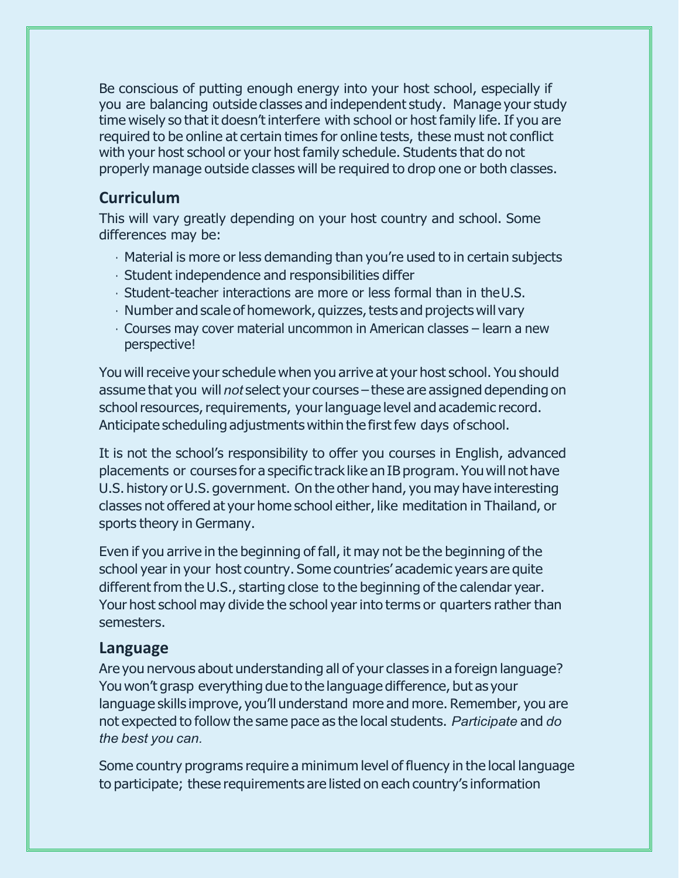Be conscious of putting enough energy into your host school, especially if you are balancing outside classes and independent study. Manage your study time wisely so that it doesn't interfere with school or host family life. If you are required to be online at certain times for online tests, these must not conflict with your host school or your host family schedule. Students that do not properly manage outside classes will be required to drop one or both classes.

## Curriculum

This will vary greatly depending on your host country and school. Some differences may be:

- Material is more or less demanding than you're used to in certain subjects
- Student independence and responsibilities differ
- Student-teacher interactions are more or less formal than in the U.S.
- Number and scale of homework, quizzes, tests and projects will vary
- Courses may cover material uncommon in American classes – learn a new perspective!

You will receive your schedule when you arrive at your host school. You should assume that you will *not* select your courses – these are assigned depending on school resources, requirements, your language level and academic record. Anticipate scheduling adjustments within the first few days of school.

It is not the school's responsibility to offer you courses in English, advanced placements or courses for a specific track like an IB program. You will not have U.S. history or U.S. government. On the other hand, you may have interesting classes not offered at your home school either, like meditation in Thailand, or sports theory in Germany.

Even if you arrive in the beginning of fall, it may not be the beginning of the school year in your host country. Some countries' academic years are quite different from the U.S., starting close to the beginning of the calendar year. Your host school may divide the school year into terms or quarters rather than semesters.

## Language

Are you nervous about understanding all of your classes in a foreign language? You won't grasp everything due to the language difference, but as your language skills improve, you'll understand more and more. Remember, you are not expected to follow the same pace as the local students. *Participate* and *do the best you can.*

Some country programs require a minimum level of fluency in the local language to participate; these requirements are listed on each country's information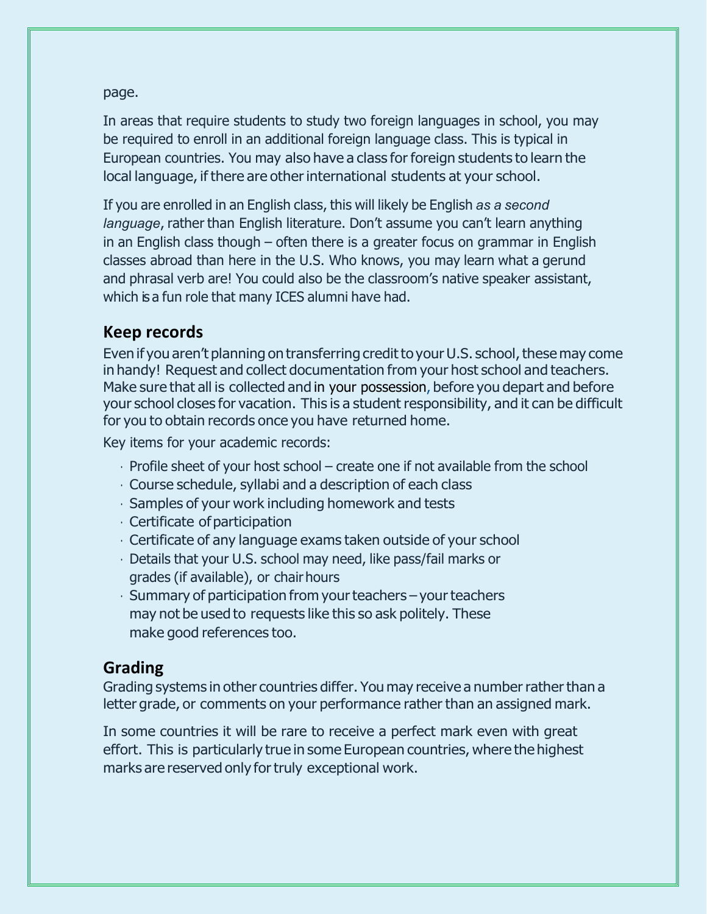page.

In areas that require students to study two foreign languages in school, you may be required to enroll in an additional foreign language class. This is typical in European countries. You may also have a class for foreign students to learn the local language, if there are other international students at your school.

If you are enrolled in an English class, this will likely be English *as a second language*, rather than English literature. Don't assume you can't learn anything in an English class though – often there is a greater focus on grammar in English classes abroad than here in the U.S. Who knows, you may learn what a gerund and phrasal verb are! You could also be the classroom's native speaker assistant, which is a fun role that many ICES alumni have had.

## Keep records

Even if you aren't planning on transferring credit to your U.S. school, these may come in handy! Request and collect documentation from your host school and teachers. Make sure that all is collected and in your possession, before you depart and before your school closes for vacation. This is a student responsibility, and it can be difficult for you to obtain records once you have returned home.

Key items for your academic records:

- Profile sheet of your host school – create one if not available from the school
- Course schedule, syllabi and a description of each class
- Samples of your work including homework and tests
- Certificate of participation
- Certificate of any language exams taken outside of your school
- Details that your U.S. school may need, like pass/fail marks or grades (if available), or chair hours
- Summary of participation from your teachers – your teachers may not be used to requests like this so ask politely. These make good references too.

## Grading

Grading systems in other countries differ. You may receive a number rather than a letter grade, or comments on your performance rather than an assigned mark.

In some countries it will be rare to receive a perfect mark even with great effort. This is particularly true in some European countries, where the highest marks are reserved only for truly exceptional work.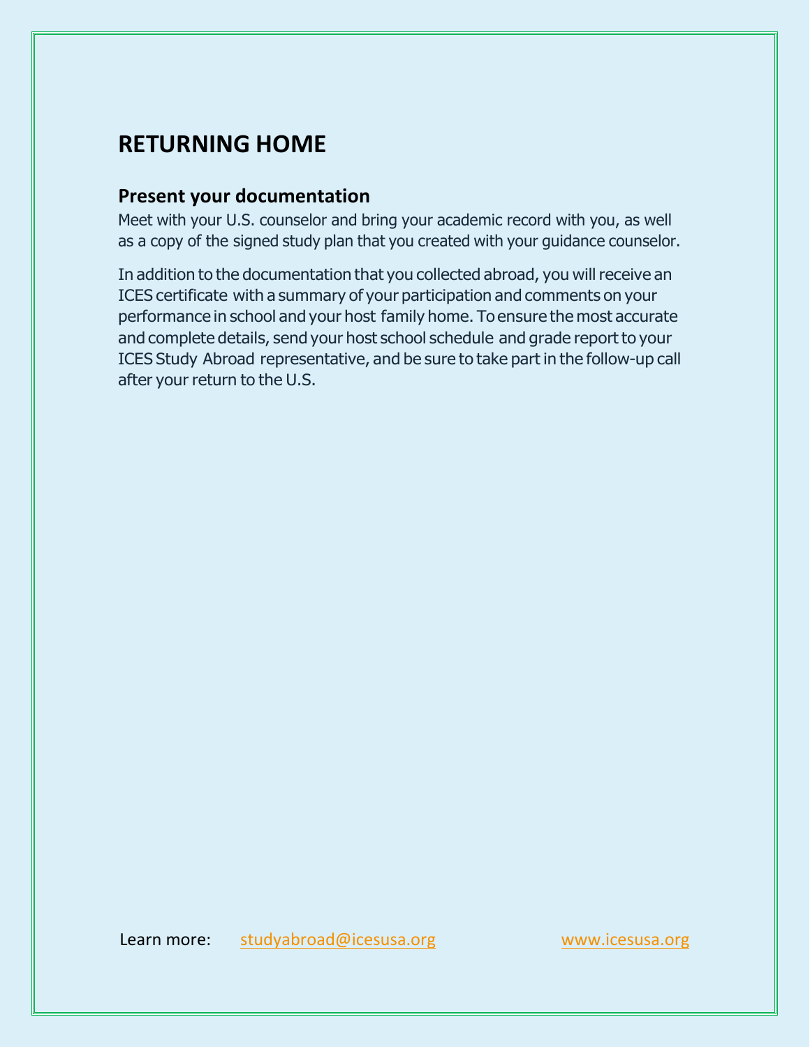## RETURNING HOME

### Present your documentation

Meet with your U.S. counselor and bring your academic record with you, as well as a copy of the signed study plan that you created with your guidance counselor.

In addition to the documentation that you collected abroad, you will receive an ICES certificate with a summary of your participation and comments on your performance in school and your host family home. To ensure the most accurate and complete details, send your host school schedule and grade report to your ICES Study Abroad representative, and be sure to take part in the follow-up call after your return to the U.S.

Learn more: studyabroad@icesusa.org www.icesusa.org